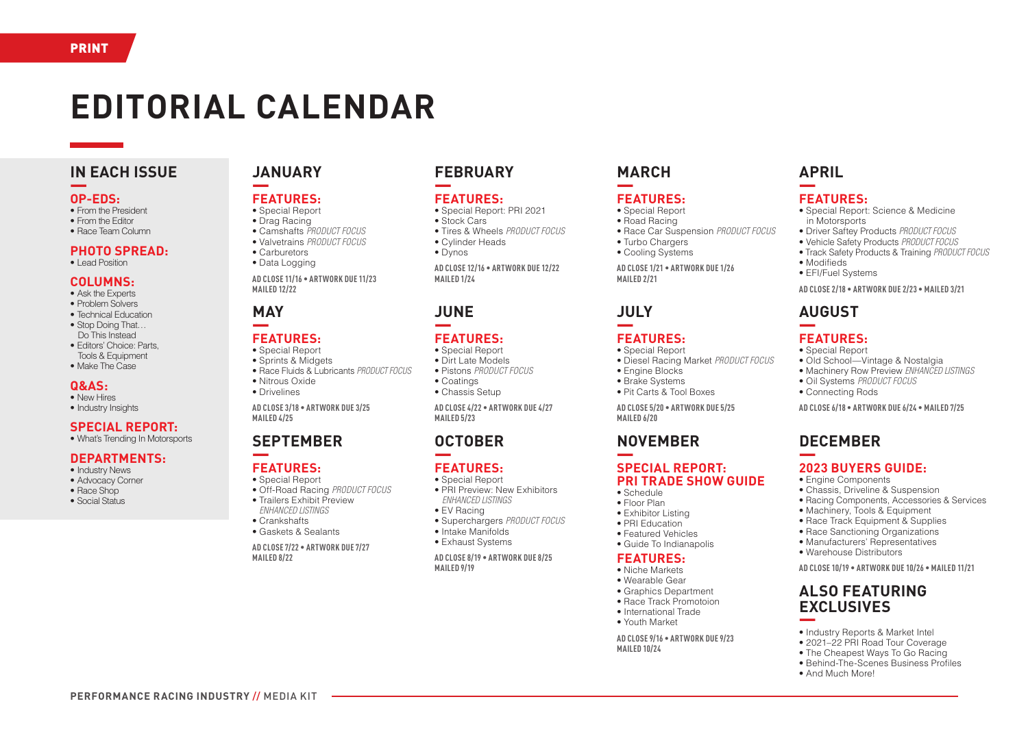PRINT

# EDITORIAL CALENDAR

## IN EACH ISSUE

### OP-EDS:
- From the President
- From the Editor
- Race Team Column

### PHOTO SPREAD:
- Lead Position

### COLUMNS:
- Ask the Experts
- Problem Solvers
- Technical Education
- Stop Doing That… Do This Instead
- Editors' Choice: Parts, Tools & Equipment
- Make The Case

### Q&AS:
- New Hires
- Industry Insights

### SPECIAL REPORT:
- What's Trending In Motorsports

### DEPARTMENTS:
- Industry News
- Advocacy Corner
- Race Shop
- Social Status

## JANUARY

### FEATURES:
- Special Report
- Drag Racing
- Camshafts *PRODUCT FOCUS*
- Valvetrains *PRODUCT FOCUS*
- Carburetors
- Data Logging

**AD CLOSE 11/16 • ARTWORK DUE 11/23**
**MAILED 12/22**

## FEBRUARY

### FEATURES:
- Special Report: PRI 2021
- Stock Cars
- Tires & Wheels *PRODUCT FOCUS*
- Cylinder Heads
- Dynos

**AD CLOSE 12/16 • ARTWORK DUE 12/22**
**MAILED 1/24**

## MARCH

### FEATURES:
- Special Report
- Road Racing
- Race Car Suspension *PRODUCT FOCUS*
- Turbo Chargers
- Cooling Systems

**AD CLOSE 1/21 • ARTWORK DUE 1/26**
**MAILED 2/21**

## APRIL

### FEATURES:
- Special Report: Science & Medicine in Motorsports
- Driver Saftey Products *PRODUCT FOCUS*
- Vehicle Safety Products *PRODUCT FOCUS*
- Track Safety Products & Training *PRODUCT FOCUS*
- Modifieds
- EFI/Fuel Systems

**AD CLOSE 2/18 • ARTWORK DUE 2/23 • MAILED 3/21**

## MAY

### FEATURES:
- Special Report
- Sprints & Midgets
- Race Fluids & Lubricants *PRODUCT FOCUS*
- Nitrous Oxide
- Drivelines

**AD CLOSE 3/18 • ARTWORK DUE 3/25**
**MAILED 4/25**

## JUNE

### FEATURES:
- Special Report
- Dirt Late Models
- Pistons *PRODUCT FOCUS*
- Coatings
- Chassis Setup

**AD CLOSE 4/22 • ARTWORK DUE 4/27**
**MAILED 5/23**

## JULY

### FEATURES:
- Special Report
- Diesel Racing Market *PRODUCT FOCUS*
- Engine Blocks
- Brake Systems
- Pit Carts & Tool Boxes

**AD CLOSE 5/20 • ARTWORK DUE 5/25**
**MAILED 6/20**

## AUGUST

### FEATURES:
- Special Report
- Old School—Vintage & Nostalgia
- Machinery Row Preview *ENHANCED LISTINGS*
- Oil Systems *PRODUCT FOCUS*
- Connecting Rods

**AD CLOSE 6/18 • ARTWORK DUE 6/24 • MAILED 7/25**

## SEPTEMBER

### FEATURES:
- Special Report
- Off-Road Racing *PRODUCT FOCUS*
- Trailers Exhibit Preview *ENHANCED LISTINGS*
- Crankshafts
- Gaskets & Sealants

**AD CLOSE 7/22 • ARTWORK DUE 7/27**
**MAILED 8/22**

## OCTOBER

### FEATURES:
- Special Report
- PRI Preview: New Exhibitors *ENHANCED LISTINGS*
- EV Racing
- Superchargers *PRODUCT FOCUS*
- Intake Manifolds
- Exhaust Systems

**AD CLOSE 8/19 • ARTWORK DUE 8/25**
**MAILED 9/19**

## NOVEMBER

### SPECIAL REPORT: PRI TRADE SHOW GUIDE
- Schedule
- Floor Plan
- Exhibitor Listing
- PRI Education
- Featured Vehicles
- Guide To Indianapolis

### FEATURES:
- Niche Markets
- Wearable Gear
- Graphics Department
- Race Track Promotoion
- International Trade
- Youth Market

**AD CLOSE 9/16 • ARTWORK DUE 9/23**
**MAILED 10/24**

## DECEMBER

### 2023 BUYERS GUIDE:
- Engine Components
- Chassis, Driveline & Suspension
- Racing Components, Accessories & Services
- Machinery, Tools & Equipment
- Race Track Equipment & Supplies
- Race Sanctioning Organizations
- Manufacturers' Representatives
- Warehouse Distributors

**AD CLOSE 10/19 • ARTWORK DUE 10/26 • MAILED 11/21**

## ALSO FEATURING EXCLUSIVES

- Industry Reports & Market Intel
- 2021–22 PRI Road Tour Coverage
- The Cheapest Ways To Go Racing
- Behind-The-Scenes Business Profiles
- And Much More!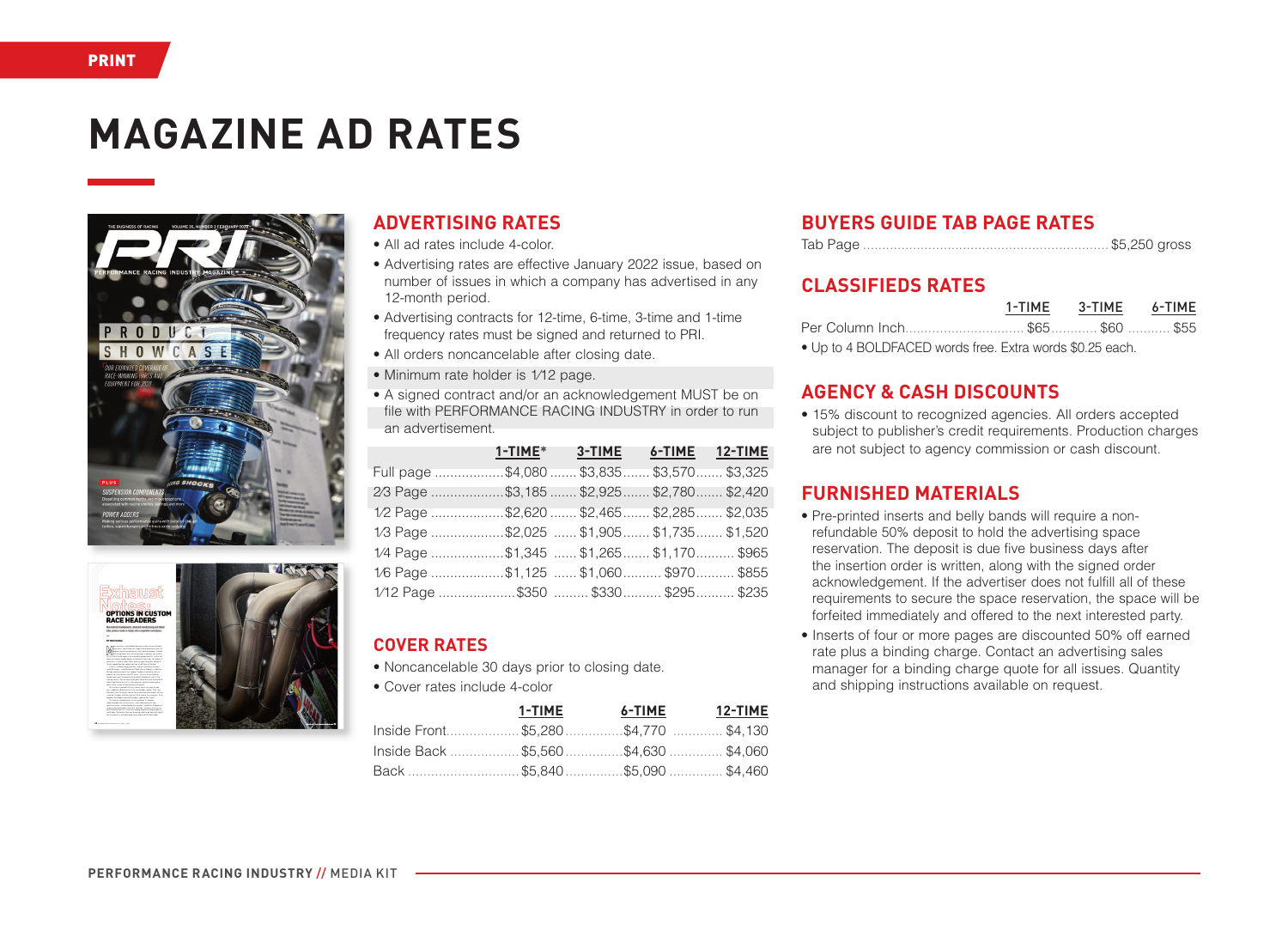PRINT

# MAGAZINE AD RATES

## ADVERTISING RATES

- All ad rates include 4-color.
- Advertising rates are effective January 2022 issue, based on number of issues in which a company has advertised in any 12-month period.
- Advertising contracts for 12-time, 6-time, 3-time and 1-time frequency rates must be signed and returned to PRI.
- All orders noncancelable after closing date.
- Minimum rate holder is 1/12 page.
- A signed contract and/or an acknowledgement MUST be on file with PERFORMANCE RACING INDUSTRY in order to run an advertisement.

| | 1-TIME* | 3-TIME | 6-TIME | 12-TIME |
|---|---|---|---|---|
| Full page | $4,080 | $3,835 | $3,570 | $3,325 |
| 2/3 Page | $3,185 | $2,925 | $2,780 | $2,420 |
| 1/2 Page | $2,620 | $2,465 | $2,285 | $2,035 |
| 1/3 Page | $2,025 | $1,905 | $1,735 | $1,520 |
| 1/4 Page | $1,345 | $1,265 | $1,170 | $965 |
| 1/6 Page | $1,125 | $1,060 | $970 | $855 |
| 1/12 Page | $350 | $330 | $295 | $235 |

## COVER RATES

- Noncancelable 30 days prior to closing date.
- Cover rates include 4-color

| | 1-TIME | 6-TIME | 12-TIME |
|---|---|---|---|
| Inside Front | $5,280 | $4,770 | $4,130 |
| Inside Back | $5,560 | $4,630 | $4,060 |
| Back | $5,840 | $5,090 | $4,460 |

## BUYERS GUIDE TAB PAGE RATES

| | |
|---|---|
| Tab Page | $5,250 gross |

## CLASSIFIEDS RATES

| | 1-TIME | 3-TIME | 6-TIME |
|---|---|---|---|
| Per Column Inch | $65 | $60 | $55 |

- Up to 4 BOLDFACED words free. Extra words $0.25 each.

## AGENCY & CASH DISCOUNTS

- 15% discount to recognized agencies. All orders accepted subject to publisher's credit requirements. Production charges are not subject to agency commission or cash discount.

## FURNISHED MATERIALS

- Pre-printed inserts and belly bands will require a non-refundable 50% deposit to hold the advertising space reservation. The deposit is due five business days after the insertion order is written, along with the signed order acknowledgement. If the advertiser does not fulfill all of these requirements to secure the space reservation, the space will be forfeited immediately and offered to the next interested party.
- Inserts of four or more pages are discounted 50% off earned rate plus a binding charge. Contact an advertising sales manager for a binding charge quote for all issues. Quantity and shipping instructions available on request.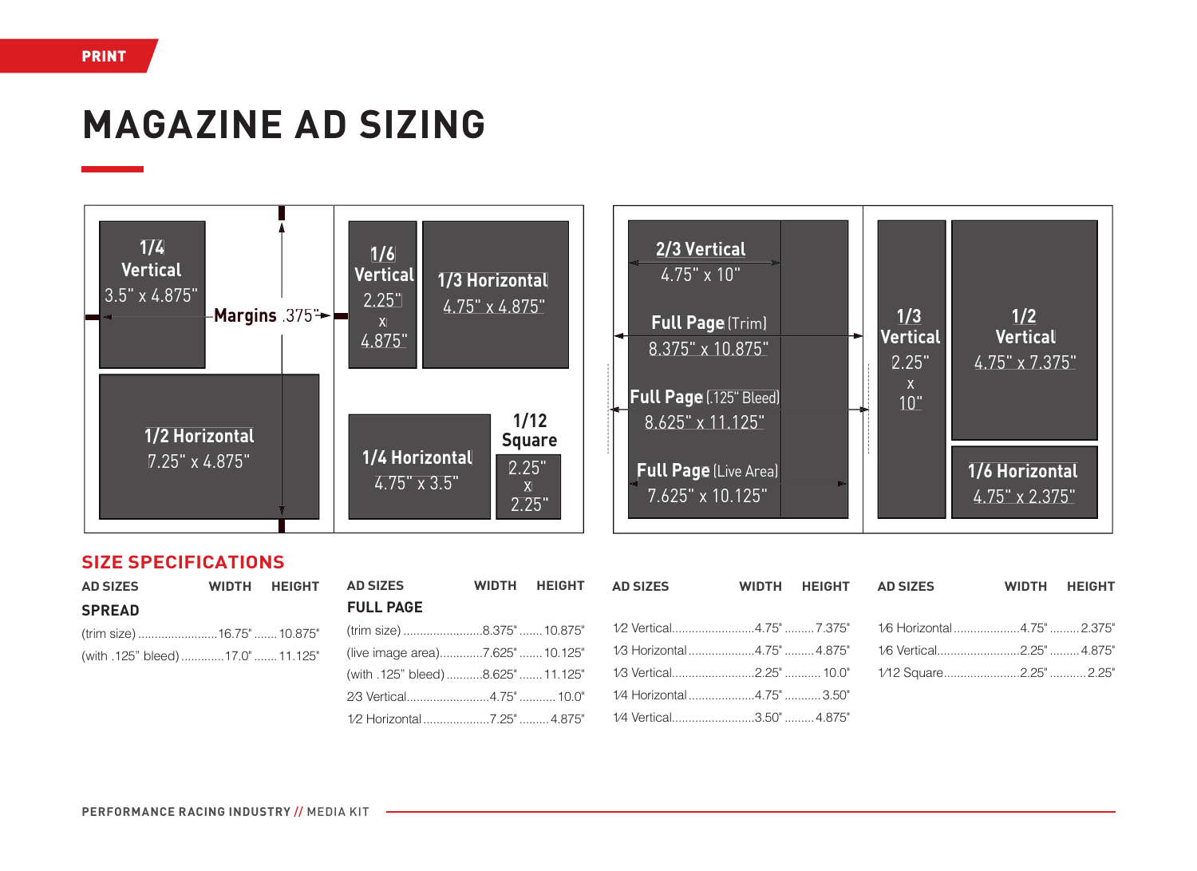PRINT

# MAGAZINE AD SIZING

1/4 Vertical
3.5" x 4.875"

Margins .375"

1/2 Horizontal
7.25" x 4.875"

1/6 Vertical
2.25" x 4.875"

1/3 Horizontal
4.75" x 4.875"

1/4 Horizontal
4.75" x 3.5"

1/12 Square
2.25" x 2.25"

2/3 Vertical
4.75" x 10"

Full Page (Trim)
8.375" x 10.875"

Full Page (.125" Bleed)
8.625" x 11.125"

Full Page (Live Area)
7.625" x 10.125"

1/3 Vertical
2.25" x 10"

1/2 Vertical
4.75" x 7.375"

1/6 Horizontal
4.75" x 2.375"

## SIZE SPECIFICATIONS

| AD SIZES | WIDTH | HEIGHT |
|---|---|---|
| **SPREAD** | | |
| (trim size) | 16.75" | 10.875" |
| (with .125" bleed) | 17.0" | 11.125" |

| AD SIZES | WIDTH | HEIGHT |
|---|---|---|
| **FULL PAGE** | | |
| (trim size) | 8.375" | 10.875" |
| (live image area) | 7.625" | 10.125" |
| (with .125" bleed) | 8.625" | 11.125" |
| 2/3 Vertical | 4.75" | 10.0" |
| 1/2 Horizontal | 7.25" | 4.875" |

| AD SIZES | WIDTH | HEIGHT |
|---|---|---|
| 1/2 Vertical | 4.75" | 7.375" |
| 1/3 Horizontal | 4.75" | 4.875" |
| 1/3 Vertical | 2.25" | 10.0" |
| 1/4 Horizontal | 4.75" | 3.50" |
| 1/4 Vertical | 3.50" | 4.875" |

| AD SIZES | WIDTH | HEIGHT |
|---|---|---|
| 1/6 Horizontal | 4.75" | 2.375" |
| 1/6 Vertical | 2.25" | 4.875" |
| 1/12 Square | 2.25" | 2.25" |